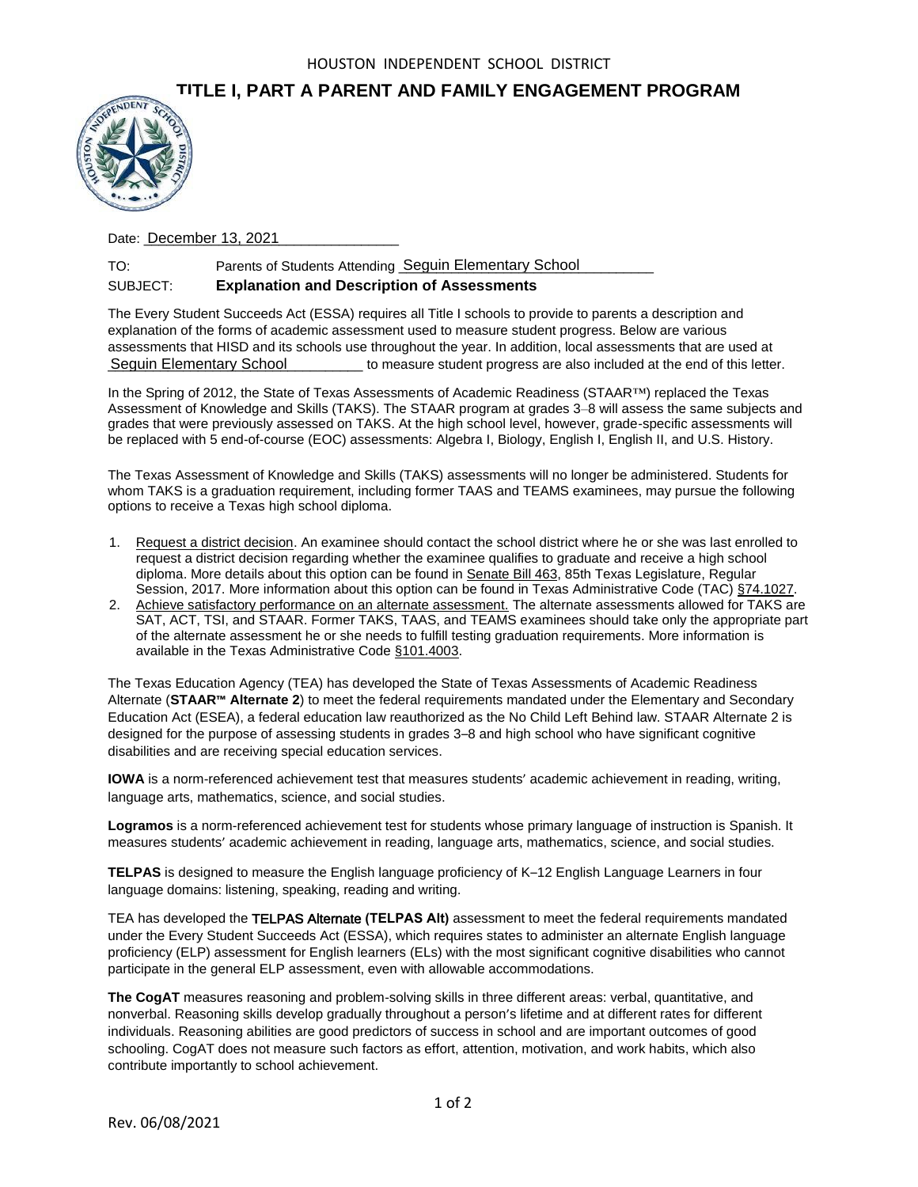HOUSTON INDEPENDENT SCHOOL DISTRICT

# TITLE I, PART A PARENT AND FAMILY ENGAGEMENT PROGRAM

Date: December 13, 2021

TO: Parents of Students Attending Seguin Elementary School

SUBJECT: **Explanation and Description of Assessments**

The Every Student Succeeds Act (ESSA) requires all Title I schools to provide to parents a description and explanation of the forms of academic assessment used to measure student progress. Below are various assessments that HISD and its schools use throughout the year. In addition, local assessments that are used at Seguin Elementary School to measure student progress are also included at the end of this letter.

In the Spring of 2012, the State of Texas Assessments of Academic Readiness (STAAR™) replaced the Texas Assessment of Knowledge and Skills (TAKS). The STAAR program at grades 3–8 will assess the same subjects and grades that were previously assessed on TAKS. At the high school level, however, grade-specific assessments will be replaced with 5 end-of-course (EOC) assessments: Algebra I, Biology, English I, English II, and U.S. History.

The Texas Assessment of Knowledge and Skills (TAKS) assessments will no longer be administered. Students for whom TAKS is a graduation requirement, including former TAAS and TEAMS examinees, may pursue the following options to receive a Texas high school diploma.

1. Request a district decision. An examinee should contact the school district where he or she was last enrolled to request a district decision regarding whether the examinee qualifies to graduate and receive a high school diploma. More details about this option can be found in Senate Bill 463, 85th Texas Legislature, Regular Session, 2017. More information about this option can be found in Texas Administrative Code (TAC) §74.1027.
2. Achieve satisfactory performance on an alternate assessment. The alternate assessments allowed for TAKS are SAT, ACT, TSI, and STAAR. Former TAKS, TAAS, and TEAMS examinees should take only the appropriate part of the alternate assessment he or she needs to fulfill testing graduation requirements. More information is available in the Texas Administrative Code §101.4003.

The Texas Education Agency (TEA) has developed the State of Texas Assessments of Academic Readiness Alternate (**STAAR™ Alternate 2**) to meet the federal requirements mandated under the Elementary and Secondary Education Act (ESEA), a federal education law reauthorized as the No Child Left Behind law. STAAR Alternate 2 is designed for the purpose of assessing students in grades 3–8 and high school who have significant cognitive disabilities and are receiving special education services.

**IOWA** is a norm-referenced achievement test that measures students' academic achievement in reading, writing, language arts, mathematics, science, and social studies.

**Logramos** is a norm-referenced achievement test for students whose primary language of instruction is Spanish. It measures students' academic achievement in reading, language arts, mathematics, science, and social studies.

**TELPAS** is designed to measure the English language proficiency of K–12 English Language Learners in four language domains: listening, speaking, reading and writing.

TEA has developed the **TELPAS Alternate (TELPAS Alt)** assessment to meet the federal requirements mandated under the Every Student Succeeds Act (ESSA), which requires states to administer an alternate English language proficiency (ELP) assessment for English learners (ELs) with the most significant cognitive disabilities who cannot participate in the general ELP assessment, even with allowable accommodations.

**The CogAT** measures reasoning and problem-solving skills in three different areas: verbal, quantitative, and nonverbal. Reasoning skills develop gradually throughout a person's lifetime and at different rates for different individuals. Reasoning abilities are good predictors of success in school and are important outcomes of good schooling. CogAT does not measure such factors as effort, attention, motivation, and work habits, which also contribute importantly to school achievement.

Rev. 06/08/2021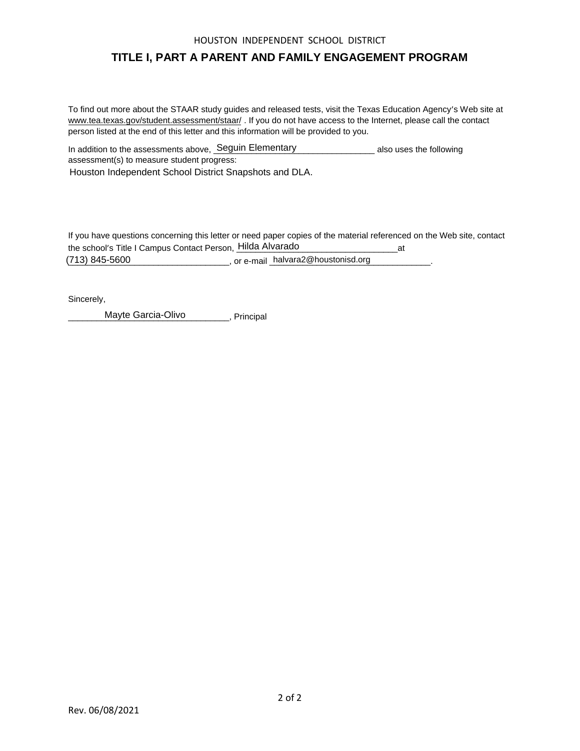HOUSTON INDEPENDENT SCHOOL DISTRICT

# TITLE I, PART A PARENT AND FAMILY ENGAGEMENT PROGRAM

To find out more about the STAAR study guides and released tests, visit the Texas Education Agency's Web site at www.tea.texas.gov/student.assessment/staar/ . If you do not have access to the Internet, please call the contact person listed at the end of this letter and this information will be provided to you.

In addition to the assessments above, Seguin Elementary also uses the following assessment(s) to measure student progress:

Houston Independent School District Snapshots and DLA.

If you have questions concerning this letter or need paper copies of the material referenced on the Web site, contact the school's Title I Campus Contact Person, Hilda Alvarado at (713) 845-5600, or e-mail halvara2@houstonisd.org.

Sincerely,

Mayte Garcia-Olivo, Principal

Rev. 06/08/2021